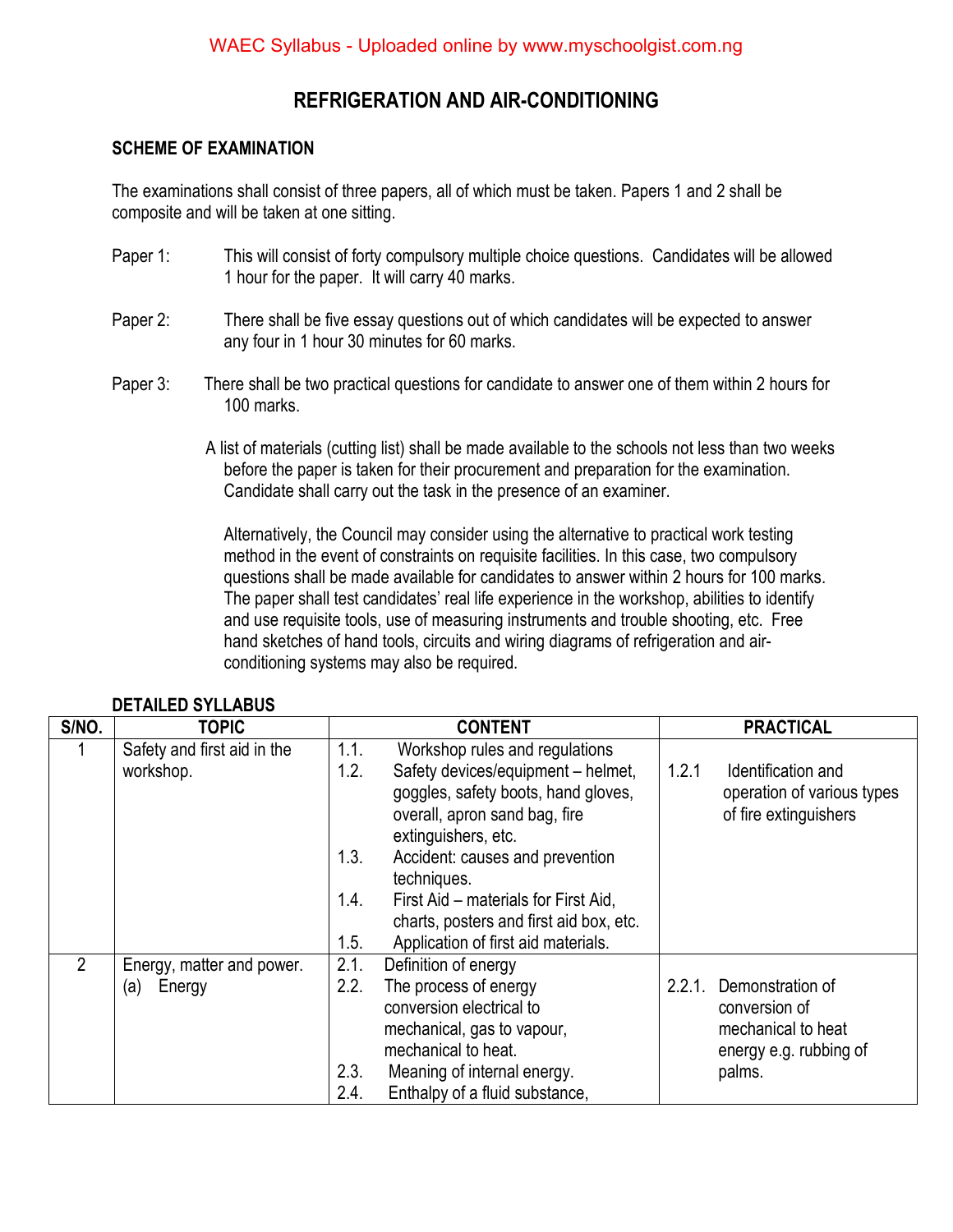# REFRIGERATION AND AIR-CONDITIONING

## SCHEME OF EXAMINATION

The examinations shall consist of three papers, all of which must be taken. Papers 1 and 2 shall be composite and will be taken at one sitting.

Paper 1: This will consist of forty compulsory multiple choice questions. Candidates will be allowed 1 hour for the paper. It will carry 40 marks.

Paper 2: There shall be five essay questions out of which candidates will be expected to answer any four in 1 hour 30 minutes for 60 marks.

Paper 3: There shall be two practical questions for candidate to answer one of them within 2 hours for 100 marks.

A list of materials (cutting list) shall be made available to the schools not less than two weeks before the paper is taken for their procurement and preparation for the examination. Candidate shall carry out the task in the presence of an examiner.

Alternatively, the Council may consider using the alternative to practical work testing method in the event of constraints on requisite facilities. In this case, two compulsory questions shall be made available for candidates to answer within 2 hours for 100 marks. The paper shall test candidates' real life experience in the workshop, abilities to identify and use requisite tools, use of measuring instruments and trouble shooting, etc. Free hand sketches of hand tools, circuits and wiring diagrams of refrigeration and air-conditioning systems may also be required.

## DETAILED SYLLABUS

| S/NO. | TOPIC | CONTENT | PRACTICAL |
|---|---|---|---|
| 1 | Safety and first aid in the workshop. | 1.1. Workshop rules and regulations<br>1.2. Safety devices/equipment – helmet, goggles, safety boots, hand gloves, overall, apron sand bag, fire extinguishers, etc.<br>1.3. Accident: causes and prevention techniques.<br>1.4. First Aid – materials for First Aid, charts, posters and first aid box, etc.<br>1.5. Application of first aid materials. | 1.2.1 Identification and operation of various types of fire extinguishers |
| 2 | Energy, matter and power.<br>(a) Energy | 2.1. Definition of energy<br>2.2. The process of energy conversion electrical to mechanical, gas to vapour, mechanical to heat.<br>2.3. Meaning of internal energy.<br>2.4. Enthalpy of a fluid substance, | 2.2.1. Demonstration of conversion of mechanical to heat energy e.g. rubbing of palms. |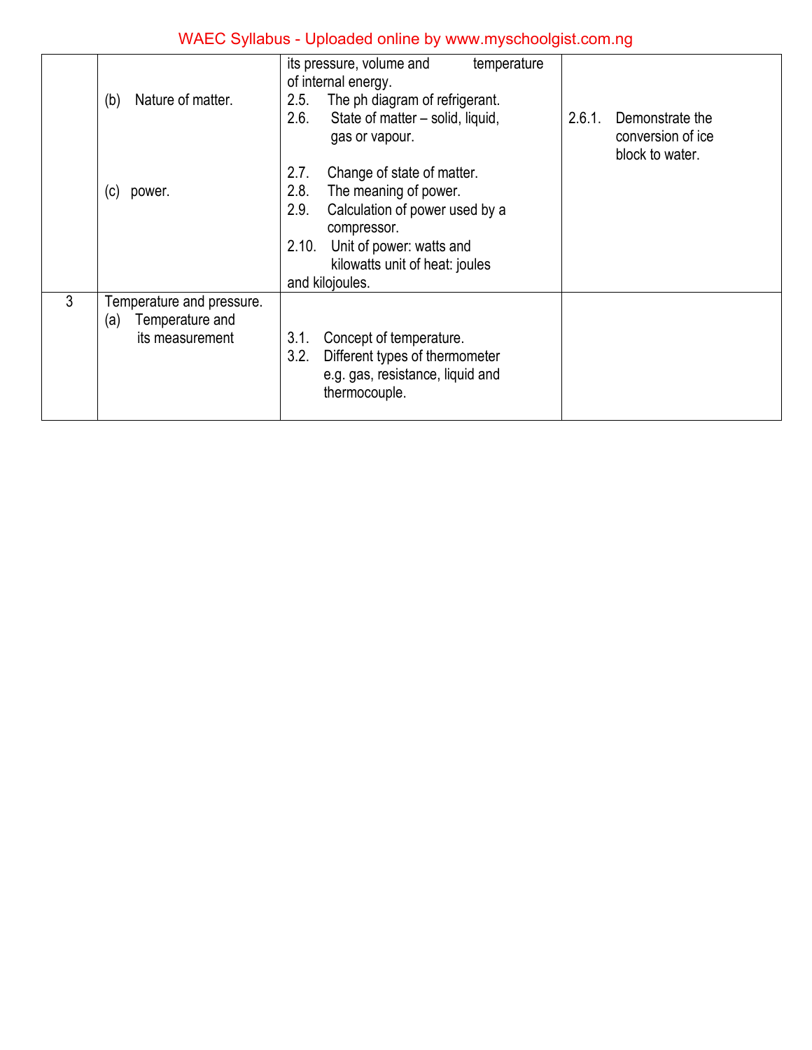| | | | |
|---|---|---|---|
| | (b) Nature of matter.<br><br>(c) power. | its pressure, volume and temperature of internal energy.<br>2.5. The ph diagram of refrigerant.<br>2.6. State of matter – solid, liquid, gas or vapour.<br>2.7. Change of state of matter.<br>2.8. The meaning of power.<br>2.9. Calculation of power used by a compressor.<br>2.10. Unit of power: watts and kilowatts unit of heat: joules and kilojoules. | 2.6.1. Demonstrate the conversion of ice block to water. |
| 3 | Temperature and pressure.<br>(a) Temperature and its measurement | 3.1. Concept of temperature.<br>3.2. Different types of thermometer e.g. gas, resistance, liquid and thermocouple. | |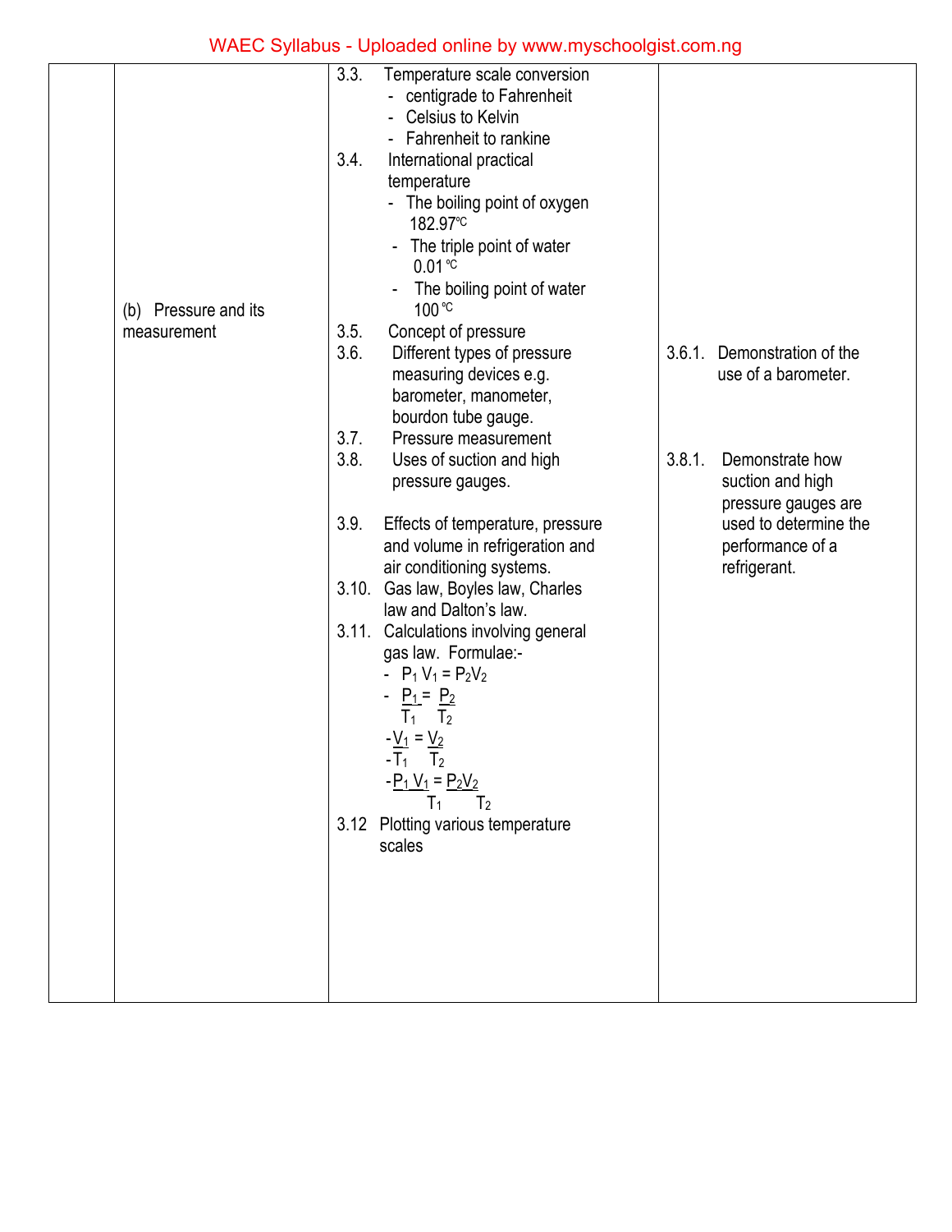| | | | |
|---|---|---|---|
| | (b) Pressure and its measurement | 3.3. Temperature scale conversion<br>- centigrade to Fahrenheit<br>- Celsius to Kelvin<br>- Fahrenheit to rankine<br>3.4. International practical temperature<br>- The boiling point of oxygen 182.97℃<br>- The triple point of water 0.01℃<br>- The boiling point of water 100℃<br>3.5. Concept of pressure<br>3.6. Different types of pressure measuring devices e.g. barometer, manometer, bourdon tube gauge.<br>3.7. Pressure measurement<br>3.8. Uses of suction and high pressure gauges.<br>3.9. Effects of temperature, pressure and volume in refrigeration and air conditioning systems.<br>3.10. Gas law, Boyles law, Charles law and Dalton's law.<br>3.11. Calculations involving general gas law. Formulae:-<br>- $P_1 V_1 = P_2 V_2$<br>- $\frac{P_1}{T_1} = \frac{P_2}{T_2}$<br>- $\frac{V_1}{T_1} = \frac{V_2}{T_2}$<br>- $\frac{P_1 V_1}{T_1} = \frac{P_2 V_2}{T_2}$<br>3.12 Plotting various temperature scales | 3.6.1. Demonstration of the use of a barometer.<br>3.8.1. Demonstrate how suction and high pressure gauges are used to determine the performance of a refrigerant. |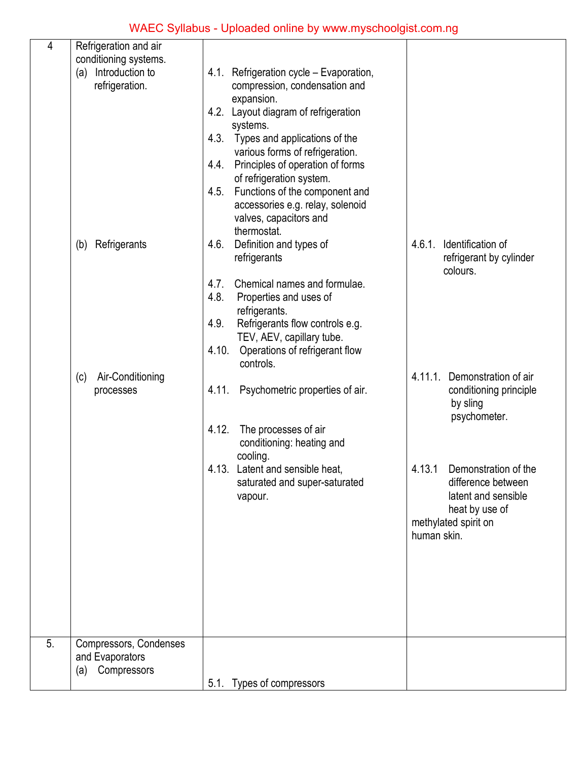| 4 | Refrigeration and air conditioning systems.<br>(a) Introduction to refrigeration. | 4.1. Refrigeration cycle – Evaporation, compression, condensation and expansion.<br>4.2. Layout diagram of refrigeration systems.<br>4.3. Types and applications of the various forms of refrigeration.<br>4.4. Principles of operation of forms of refrigeration system.<br>4.5. Functions of the component and accessories e.g. relay, solenoid valves, capacitors and thermostat. | |
|---|---|---|---|
| | (b) Refrigerants | 4.6. Definition and types of refrigerants<br>4.7. Chemical names and formulae.<br>4.8. Properties and uses of refrigerants.<br>4.9. Refrigerants flow controls e.g. TEV, AEV, capillary tube.<br>4.10. Operations of refrigerant flow controls. | 4.6.1. Identification of refrigerant by cylinder colours. |
| | (c) Air-Conditioning processes | 4.11. Psychometric properties of air.<br>4.12. The processes of air conditioning: heating and cooling.<br>4.13. Latent and sensible heat, saturated and super-saturated vapour. | 4.11.1. Demonstration of air conditioning principle by sling psychometer.<br>4.13.1 Demonstration of the difference between latent and sensible heat by use of methylated spirit on human skin. |
| 5. | Compressors, Condenses and Evaporators<br>(a) Compressors | 5.1. Types of compressors | |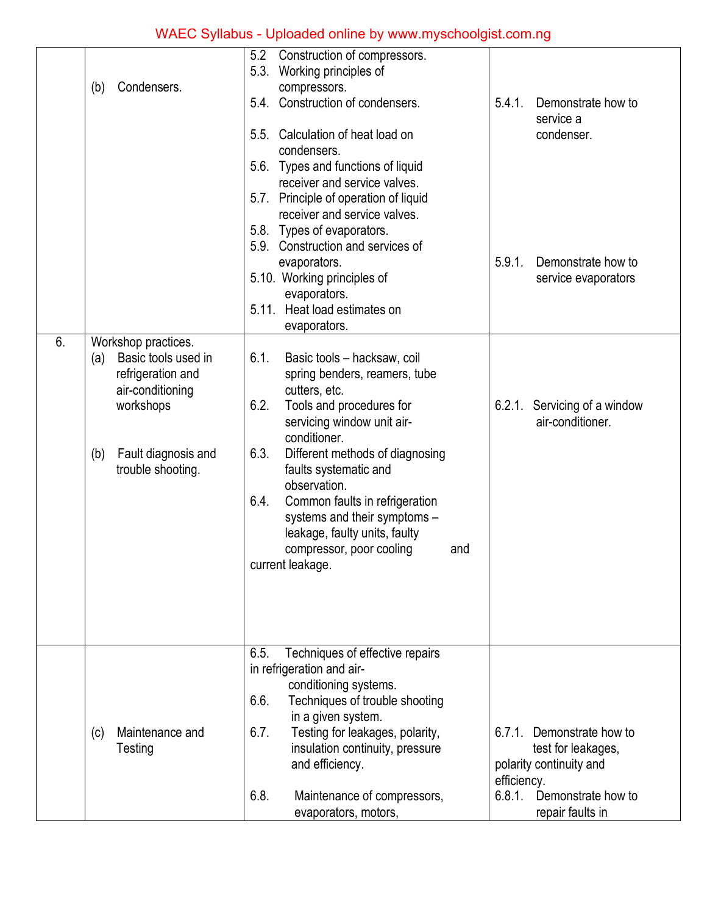| | | | |
|---|---|---|---|
| | (b) Condensers. | 5.2 Construction of compressors.<br>5.3. Working principles of compressors.<br>5.4. Construction of condensers.<br><br>5.5. Calculation of heat load on condensers.<br>5.6. Types and functions of liquid receiver and service valves.<br>5.7. Principle of operation of liquid receiver and service valves.<br>5.8. Types of evaporators.<br>5.9. Construction and services of evaporators.<br>5.10. Working principles of evaporators.<br>5.11. Heat load estimates on evaporators. | 5.4.1. Demonstrate how to service a condenser.<br><br><br><br><br><br>5.9.1. Demonstrate how to service evaporators |
| 6. | Workshop practices.<br>(a) Basic tools used in refrigeration and air-conditioning workshops<br><br>(b) Fault diagnosis and trouble shooting. | 6.1. Basic tools – hacksaw, coil spring benders, reamers, tube cutters, etc.<br>6.2. Tools and procedures for servicing window unit air-conditioner.<br>6.3. Different methods of diagnosing faults systematic and observation.<br>6.4. Common faults in refrigeration systems and their symptoms – leakage, faulty units, faulty compressor, poor cooling and current leakage. | 6.2.1. Servicing of a window air-conditioner. |
| | (c) Maintenance and Testing | 6.5. Techniques of effective repairs in refrigeration and air-conditioning systems.<br>6.6. Techniques of trouble shooting in a given system.<br>6.7. Testing for leakages, polarity, insulation continuity, pressure and efficiency.<br><br>6.8. Maintenance of compressors, evaporators, motors, | 6.7.1. Demonstrate how to test for leakages, polarity continuity and efficiency.<br>6.8.1. Demonstrate how to repair faults in |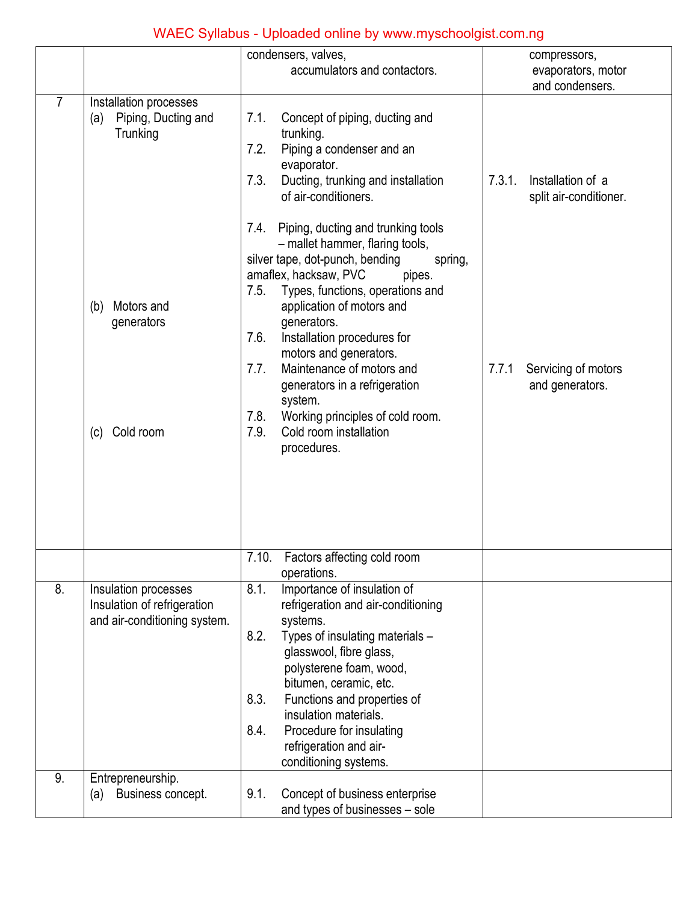| | | | |
|---|---|---|---|
| | | condensers, valves, accumulators and contactors. | compressors, evaporators, motor and condensers. |
| 7 | Installation processes<br>(a) Piping, Ducting and Trunking | 7.1. Concept of piping, ducting and trunking.<br>7.2. Piping a condenser and an evaporator.<br>7.3. Ducting, trunking and installation of air-conditioners.<br><br>7.4. Piping, ducting and trunking tools – mallet hammer, flaring tools, silver tape, dot-punch, bending spring, amaflex, hacksaw, PVC pipes. | 7.3.1. Installation of a split air-conditioner. |
| | (b) Motors and generators | 7.5. Types, functions, operations and application of motors and generators.<br>7.6. Installation procedures for motors and generators.<br>7.7. Maintenance of motors and generators in a refrigeration system. | 7.7.1 Servicing of motors and generators. |
| | (c) Cold room | 7.8. Working principles of cold room.<br>7.9. Cold room installation procedures. | |
| | | 7.10. Factors affecting cold room operations. | |
| 8. | Insulation processes<br>Insulation of refrigeration and air-conditioning system. | 8.1. Importance of insulation of refrigeration and air-conditioning systems.<br>8.2. Types of insulating materials – glasswool, fibre glass, polysterene foam, wood, bitumen, ceramic, etc.<br>8.3. Functions and properties of insulation materials.<br>8.4. Procedure for insulating refrigeration and air-conditioning systems. | |
| 9. | Entrepreneurship.<br>(a) Business concept. | 9.1. Concept of business enterprise and types of businesses – sole | |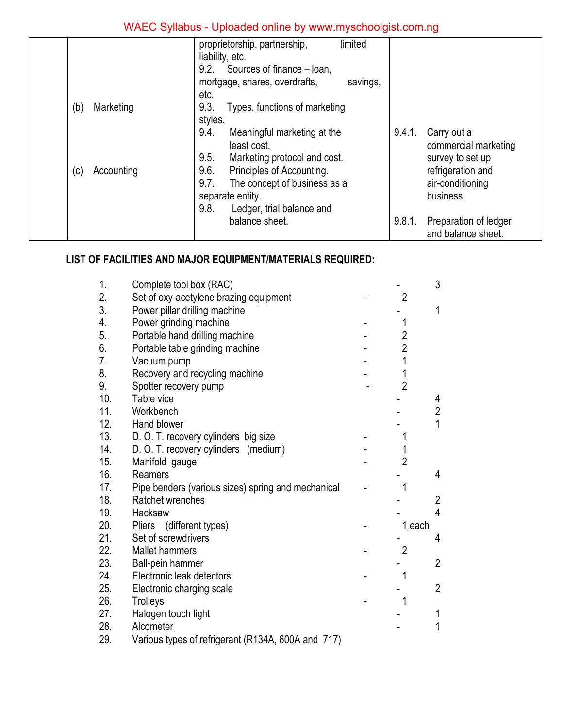| | | | |
|---|---|---|---|
| | | proprietorship, partnership, limited liability, etc. | |
| | | 9.2. Sources of finance – loan, mortgage, shares, overdrafts, savings, etc. | |
| | (b) Marketing | 9.3. Types, functions of marketing styles. | |
| | | 9.4. Meaningful marketing at the least cost. | 9.4.1. Carry out a commercial marketing survey to set up refrigeration and air-conditioning business. |
| | | 9.5. Marketing protocol and cost. | |
| | (c) Accounting | 9.6. Principles of Accounting. | |
| | | 9.7. The concept of business as a separate entity. | |
| | | 9.8. Ledger, trial balance and balance sheet. | 9.8.1. Preparation of ledger and balance sheet. |

**LIST OF FACILITIES AND MAJOR EQUIPMENT/MATERIALS REQUIRED:**

1. Complete tool box (RAC) - 3
2. Set of oxy-acetylene brazing equipment - 2
3. Power pillar drilling machine - 1
4. Power grinding machine - 1
5. Portable hand drilling machine - 2
6. Portable table grinding machine - 2
7. Vacuum pump - 1
8. Recovery and recycling machine - 1
9. Spotter recovery pump - 2
10. Table vice - 4
11. Workbench - 2
12. Hand blower - 1
13. D. O. T. recovery cylinders big size - 1
14. D. O. T. recovery cylinders (medium) - 1
15. Manifold gauge - 2
16. Reamers - 4
17. Pipe benders (various sizes) spring and mechanical - 1
18. Ratchet wrenches - 2
19. Hacksaw - 4
20. Pliers (different types) - 1 each
21. Set of screwdrivers - 4
22. Mallet hammers - 2
23. Ball-pein hammer - 2
24. Electronic leak detectors - 1
25. Electronic charging scale - 2
26. Trolleys - 1
27. Halogen touch light - 1
28. Alcometer - 1
29. Various types of refrigerant (R134A, 600A and 717)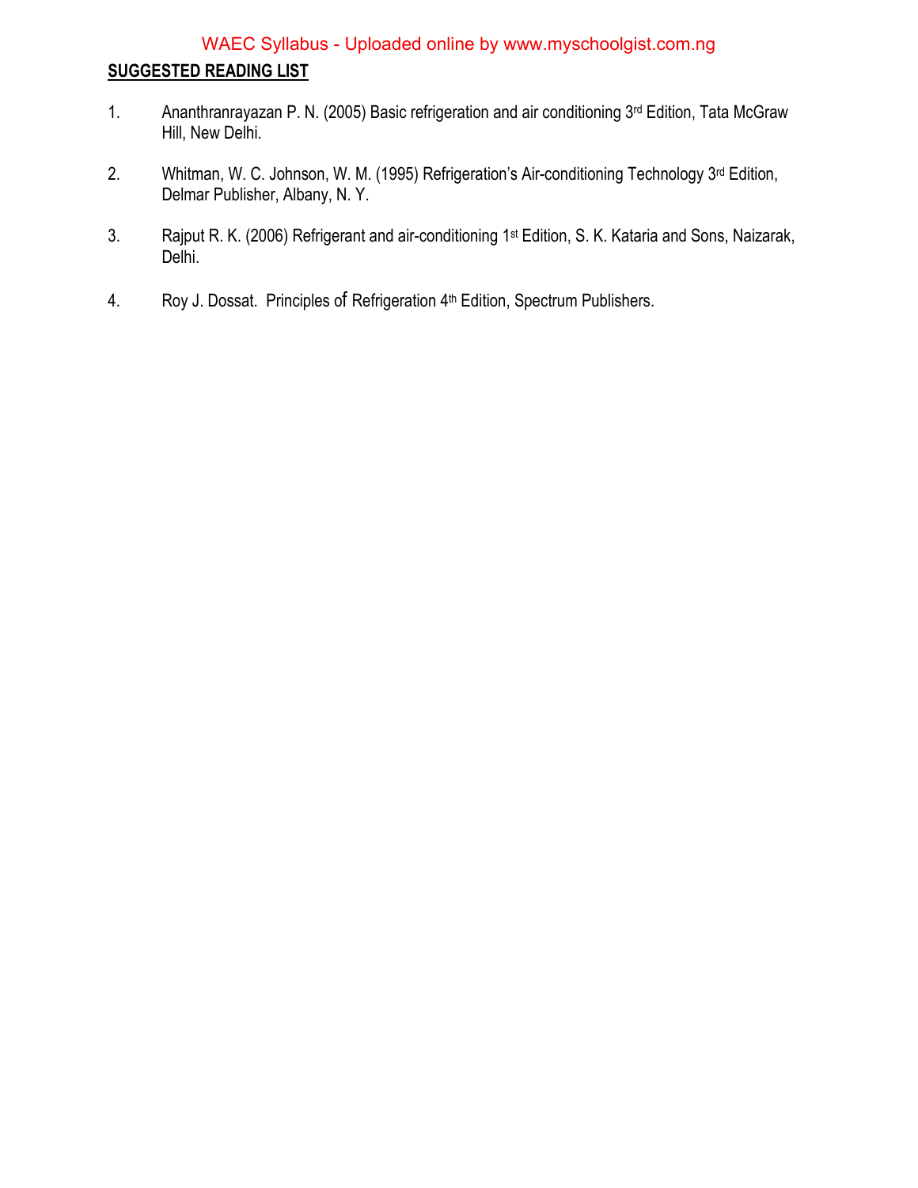**SUGGESTED READING LIST**

1. Ananthranrayazan P. N. (2005) Basic refrigeration and air conditioning 3rd Edition, Tata McGraw Hill, New Delhi.

2. Whitman, W. C. Johnson, W. M. (1995) Refrigeration's Air-conditioning Technology 3rd Edition, Delmar Publisher, Albany, N. Y.

3. Rajput R. K. (2006) Refrigerant and air-conditioning 1st Edition, S. K. Kataria and Sons, Naizarak, Delhi.

4. Roy J. Dossat. Principles of Refrigeration 4th Edition, Spectrum Publishers.